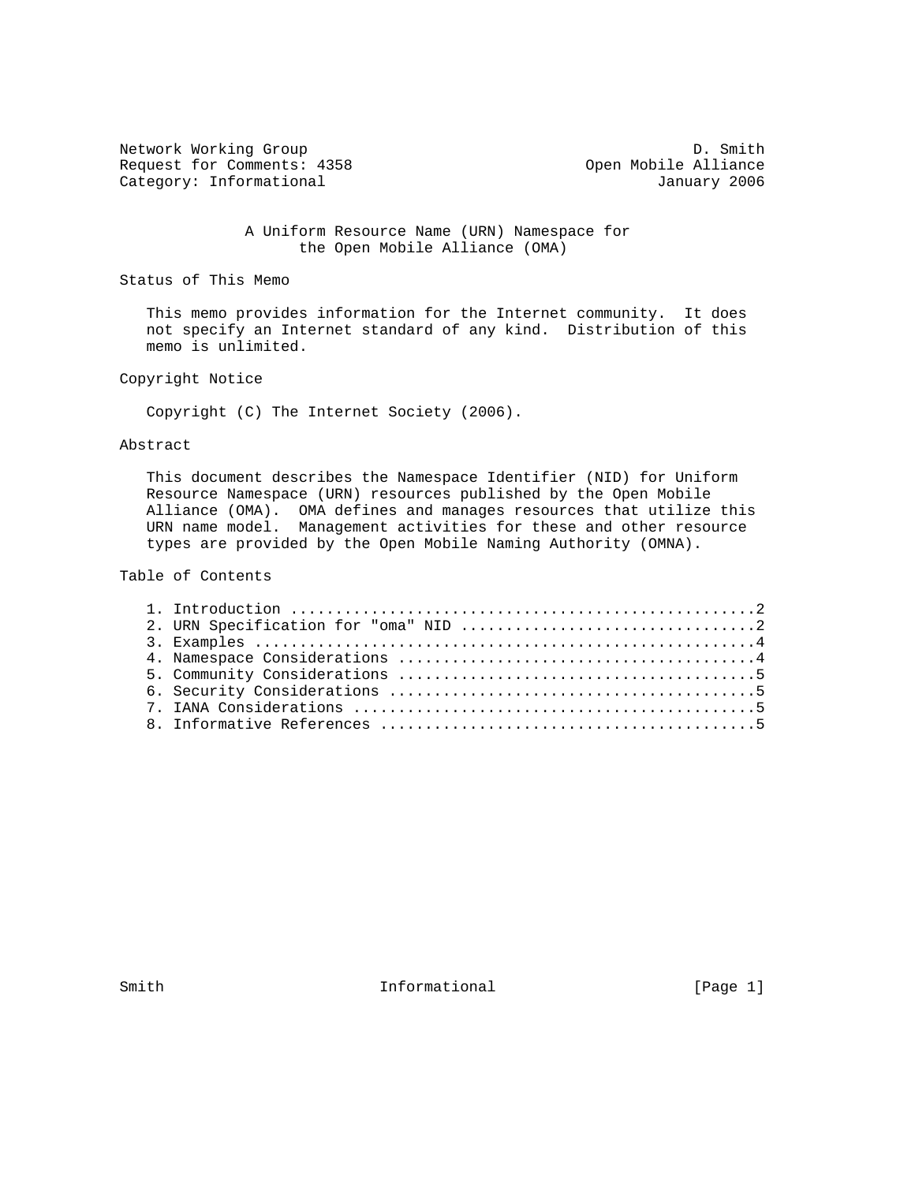Network Working Group D. Smith
Request for Comments: 4358 Open Mobile Alliance
Category: Informational January 2006

# A Uniform Resource Name (URN) Namespace for the Open Mobile Alliance (OMA)

## Status of This Memo

This memo provides information for the Internet community. It does not specify an Internet standard of any kind. Distribution of this memo is unlimited.

## Copyright Notice

Copyright (C) The Internet Society (2006).

## Abstract

This document describes the Namespace Identifier (NID) for Uniform Resource Namespace (URN) resources published by the Open Mobile Alliance (OMA). OMA defines and manages resources that utilize this URN name model. Management activities for these and other resource types are provided by the Open Mobile Naming Authority (OMNA).

## Table of Contents

1. Introduction ....................................................2
2. URN Specification for "oma" NID .................................2
3. Examples ........................................................4
4. Namespace Considerations ........................................4
5. Community Considerations ........................................5
6. Security Considerations .........................................5
7. IANA Considerations .............................................5
8. Informative References ..........................................5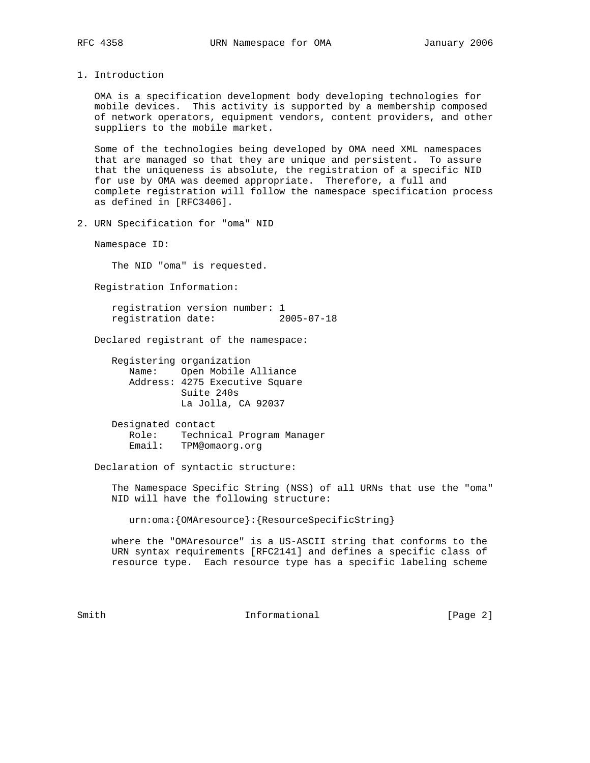## 1. Introduction

OMA is a specification development body developing technologies for mobile devices. This activity is supported by a membership composed of network operators, equipment vendors, content providers, and other suppliers to the mobile market.

Some of the technologies being developed by OMA need XML namespaces that are managed so that they are unique and persistent. To assure that the uniqueness is absolute, the registration of a specific NID for use by OMA was deemed appropriate. Therefore, a full and complete registration will follow the namespace specification process as defined in [RFC3406].

## 2. URN Specification for "oma" NID

Namespace ID:

The NID "oma" is requested.

Registration Information:

```
registration version number: 1
registration date:           2005-07-18
```

Declared registrant of the namespace:

```
Registering organization
   Name:    Open Mobile Alliance
   Address: 4275 Executive Square
            Suite 240s
            La Jolla, CA 92037

Designated contact
   Role:    Technical Program Manager
   Email:   TPM@omaorg.org
```

Declaration of syntactic structure:

The Namespace Specific String (NSS) of all URNs that use the "oma" NID will have the following structure:

```
urn:oma:{OMAresource}:{ResourceSpecificString}
```

where the "OMAresource" is a US-ASCII string that conforms to the URN syntax requirements [RFC2141] and defines a specific class of resource type. Each resource type has a specific labeling scheme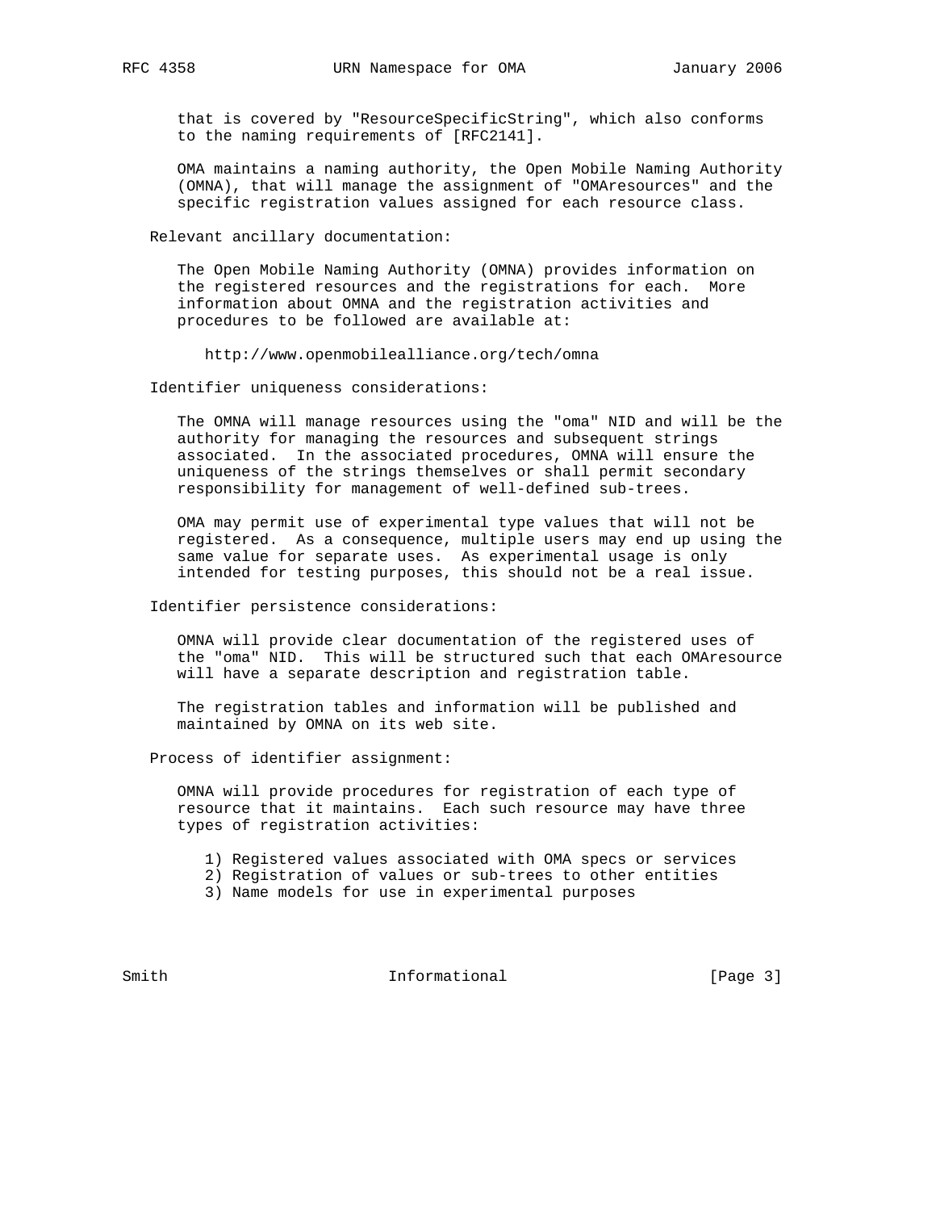that is covered by "ResourceSpecificString", which also conforms to the naming requirements of [RFC2141].

OMA maintains a naming authority, the Open Mobile Naming Authority (OMNA), that will manage the assignment of "OMAresources" and the specific registration values assigned for each resource class.

Relevant ancillary documentation:

The Open Mobile Naming Authority (OMNA) provides information on the registered resources and the registrations for each. More information about OMNA and the registration activities and procedures to be followed are available at:

http://www.openmobilealliance.org/tech/omna

Identifier uniqueness considerations:

The OMNA will manage resources using the "oma" NID and will be the authority for managing the resources and subsequent strings associated. In the associated procedures, OMNA will ensure the uniqueness of the strings themselves or shall permit secondary responsibility for management of well-defined sub-trees.

OMA may permit use of experimental type values that will not be registered. As a consequence, multiple users may end up using the same value for separate uses. As experimental usage is only intended for testing purposes, this should not be a real issue.

Identifier persistence considerations:

OMNA will provide clear documentation of the registered uses of the "oma" NID. This will be structured such that each OMAresource will have a separate description and registration table.

The registration tables and information will be published and maintained by OMNA on its web site.

Process of identifier assignment:

OMNA will provide procedures for registration of each type of resource that it maintains. Each such resource may have three types of registration activities:

1) Registered values associated with OMA specs or services
2) Registration of values or sub-trees to other entities
3) Name models for use in experimental purposes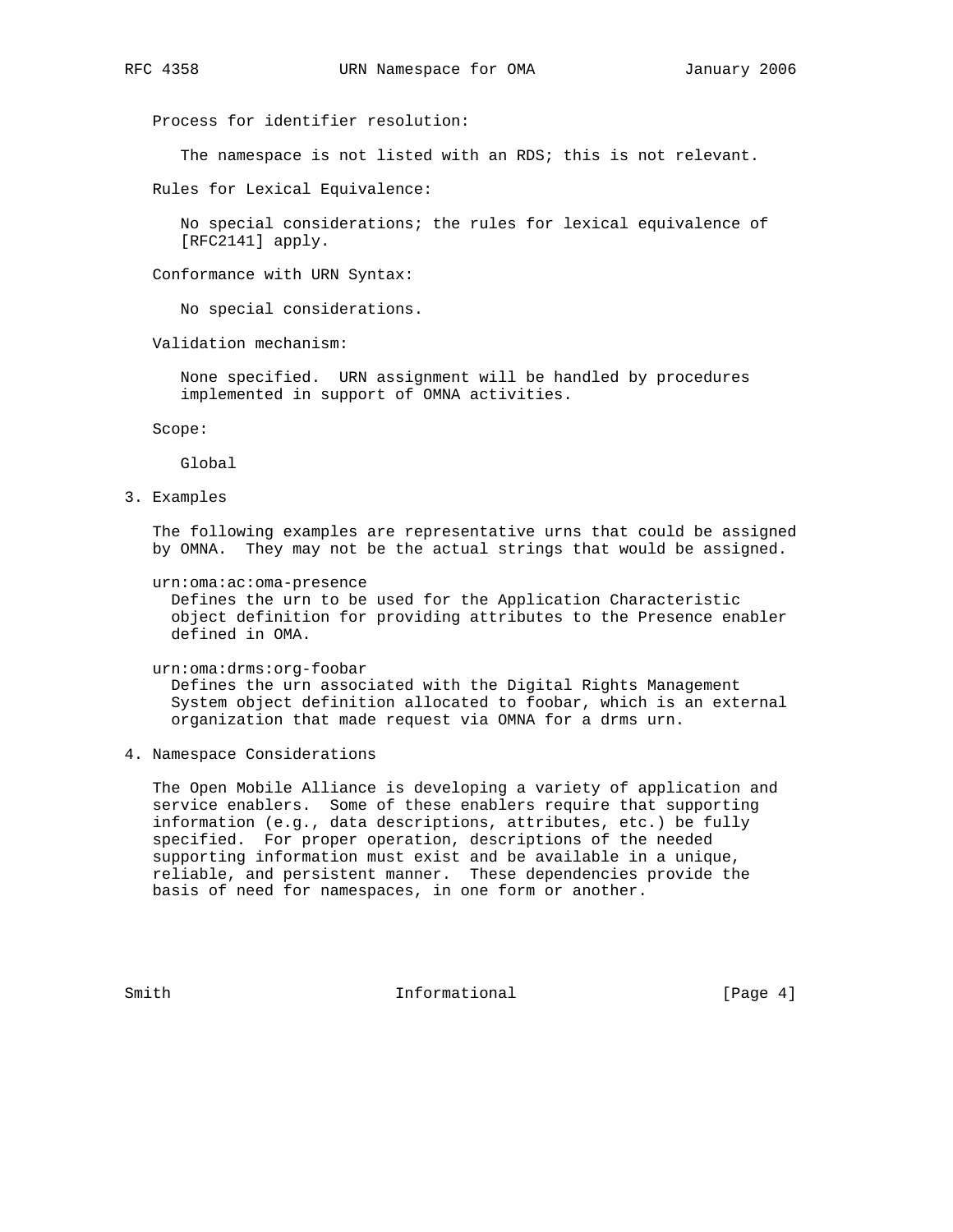Process for identifier resolution:

The namespace is not listed with an RDS; this is not relevant.

Rules for Lexical Equivalence:

No special considerations; the rules for lexical equivalence of [RFC2141] apply.

Conformance with URN Syntax:

No special considerations.

Validation mechanism:

None specified. URN assignment will be handled by procedures implemented in support of OMNA activities.

Scope:

Global

## 3. Examples

The following examples are representative urns that could be assigned by OMNA. They may not be the actual strings that would be assigned.

urn:oma:ac:oma-presence
Defines the urn to be used for the Application Characteristic object definition for providing attributes to the Presence enabler defined in OMA.

urn:oma:drms:org-foobar
Defines the urn associated with the Digital Rights Management System object definition allocated to foobar, which is an external organization that made request via OMNA for a drms urn.

## 4. Namespace Considerations

The Open Mobile Alliance is developing a variety of application and service enablers. Some of these enablers require that supporting information (e.g., data descriptions, attributes, etc.) be fully specified. For proper operation, descriptions of the needed supporting information must exist and be available in a unique, reliable, and persistent manner. These dependencies provide the basis of need for namespaces, in one form or another.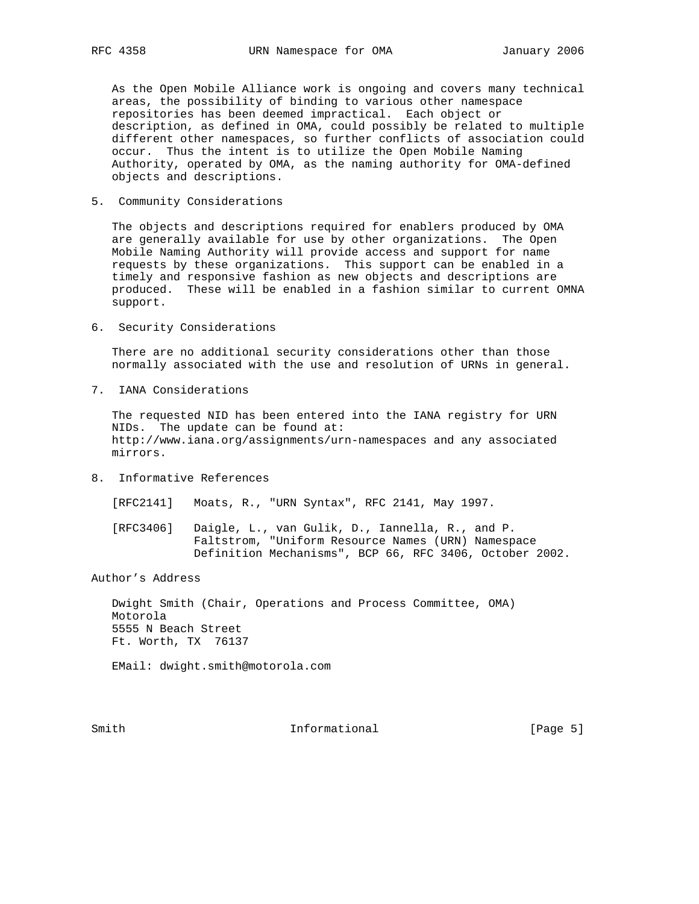As the Open Mobile Alliance work is ongoing and covers many technical areas, the possibility of binding to various other namespace repositories has been deemed impractical. Each object or description, as defined in OMA, could possibly be related to multiple different other namespaces, so further conflicts of association could occur. Thus the intent is to utilize the Open Mobile Naming Authority, operated by OMA, as the naming authority for OMA-defined objects and descriptions.

## 5. Community Considerations

The objects and descriptions required for enablers produced by OMA are generally available for use by other organizations. The Open Mobile Naming Authority will provide access and support for name requests by these organizations. This support can be enabled in a timely and responsive fashion as new objects and descriptions are produced. These will be enabled in a fashion similar to current OMNA support.

## 6. Security Considerations

There are no additional security considerations other than those normally associated with the use and resolution of URNs in general.

## 7. IANA Considerations

The requested NID has been entered into the IANA registry for URN NIDs. The update can be found at: http://www.iana.org/assignments/urn-namespaces and any associated mirrors.

## 8. Informative References

[RFC2141] Moats, R., "URN Syntax", RFC 2141, May 1997.

[RFC3406] Daigle, L., van Gulik, D., Iannella, R., and P. Faltstrom, "Uniform Resource Names (URN) Namespace Definition Mechanisms", BCP 66, RFC 3406, October 2002.

## Author's Address

Dwight Smith (Chair, Operations and Process Committee, OMA)
Motorola
5555 N Beach Street
Ft. Worth, TX 76137

EMail: dwight.smith@motorola.com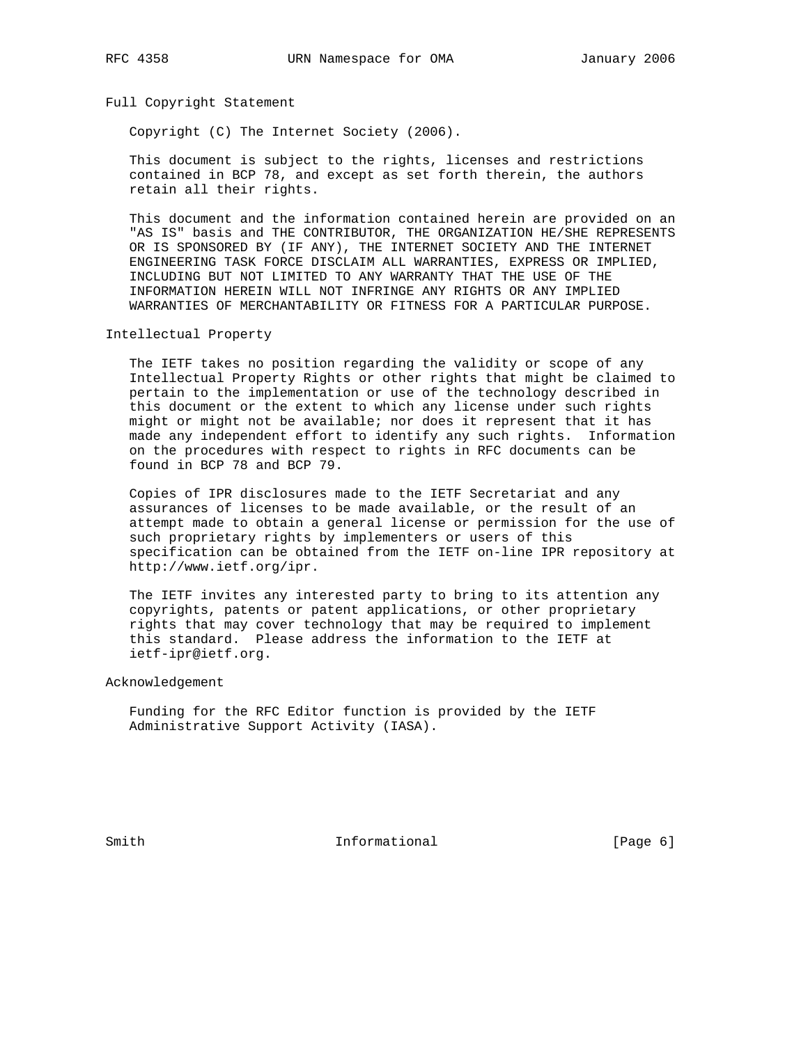## Full Copyright Statement

Copyright (C) The Internet Society (2006).

This document is subject to the rights, licenses and restrictions contained in BCP 78, and except as set forth therein, the authors retain all their rights.

This document and the information contained herein are provided on an "AS IS" basis and THE CONTRIBUTOR, THE ORGANIZATION HE/SHE REPRESENTS OR IS SPONSORED BY (IF ANY), THE INTERNET SOCIETY AND THE INTERNET ENGINEERING TASK FORCE DISCLAIM ALL WARRANTIES, EXPRESS OR IMPLIED, INCLUDING BUT NOT LIMITED TO ANY WARRANTY THAT THE USE OF THE INFORMATION HEREIN WILL NOT INFRINGE ANY RIGHTS OR ANY IMPLIED WARRANTIES OF MERCHANTABILITY OR FITNESS FOR A PARTICULAR PURPOSE.

## Intellectual Property

The IETF takes no position regarding the validity or scope of any Intellectual Property Rights or other rights that might be claimed to pertain to the implementation or use of the technology described in this document or the extent to which any license under such rights might or might not be available; nor does it represent that it has made any independent effort to identify any such rights. Information on the procedures with respect to rights in RFC documents can be found in BCP 78 and BCP 79.

Copies of IPR disclosures made to the IETF Secretariat and any assurances of licenses to be made available, or the result of an attempt made to obtain a general license or permission for the use of such proprietary rights by implementers or users of this specification can be obtained from the IETF on-line IPR repository at http://www.ietf.org/ipr.

The IETF invites any interested party to bring to its attention any copyrights, patents or patent applications, or other proprietary rights that may cover technology that may be required to implement this standard. Please address the information to the IETF at ietf-ipr@ietf.org.

## Acknowledgement

Funding for the RFC Editor function is provided by the IETF Administrative Support Activity (IASA).